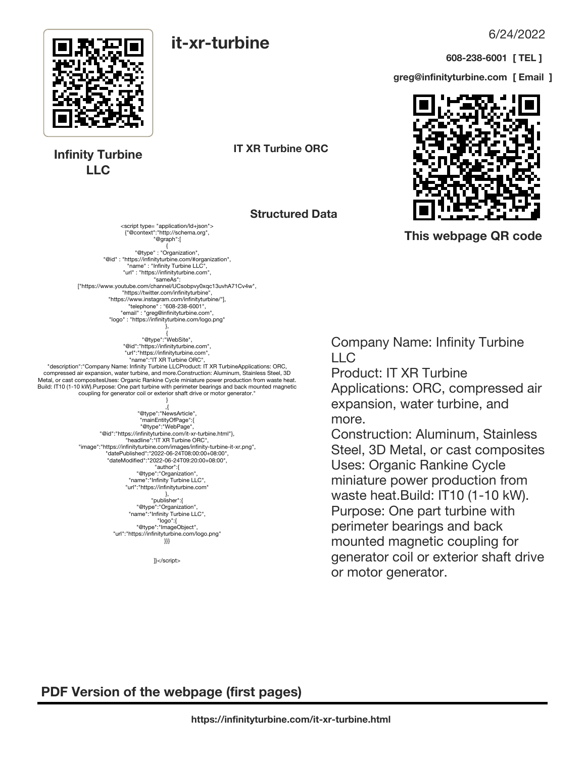6/24/2022

# it-xr-turbine

608-238-6001 [ TEL ]

greg@infinityturbine.com [ Email ]

**Infinity Turbine LLC**

**IT XR Turbine ORC**

**This webpage QR code**

**Structured Data**

```
<script type= "application/ld+json">
{"@context":"http://schema.org",
"@graph":[
{
"@type" : "Organization",
"@id" : "https://infinityturbine.com/#organization",
"name" : "Infinity Turbine LLC",
"url" : "https://infinityturbine.com",
"sameAs":
["https://www.youtube.com/channel/UCsobpvy0xqc13uvhA71Cv4w",
"https://twitter.com/infinityturbine",
"https://www.instagram.com/infinityturbine/"],
"telephone" : "608-238-6001",
"email" : "greg@infinityturbine.com",
"logo" : "https://infinityturbine.com/logo.png"
},
{
"@type":"WebSite",
"@id":"https://infinityturbine.com",
"url":"https://infinityturbine.com",
"name":"IT XR Turbine ORC",
"description":"Company Name: Infinity Turbine LLCProduct: IT XR TurbineApplications: ORC, compressed air expansion, water turbine, and more.Construction: Aluminum, Stainless Steel, 3D Metal, or cast compositesUses: Organic Rankine Cycle miniature power production from waste heat. Build: IT10 (1-10 kW).Purpose: One part turbine with perimeter bearings and back mounted magnetic coupling for generator coil or exterior shaft drive or motor generator."
}
,{
"@type":"NewsArticle",
"mainEntityOfPage":{
"@type":"WebPage",
"@id":"https://infinityturbine.com/it-xr-turbine.html"},
"headline":"IT XR Turbine ORC",
"image":"https://infinityturbine.com/images/infinity-turbine-it-xr.png",
"datePublished":"2022-06-24T08:00:00+08:00",
"dateModified":"2022-06-24T09:20:00+08:00",
"author":{
"@type":"Organization",
"name":"Infinity Turbine LLC",
"url":"https://infinityturbine.com"
},
"publisher":{
"@type":"Organization",
"name":"Infinity Turbine LLC",
"logo":{
"@type":"ImageObject",
"url":"https://infinityturbine.com/logo.png"
}}}

]}</script>
```

Company Name: Infinity Turbine LLC
Product: IT XR Turbine
Applications: ORC, compressed air expansion, water turbine, and more.
Construction: Aluminum, Stainless Steel, 3D Metal, or cast composites
Uses: Organic Rankine Cycle miniature power production from waste heat.Build: IT10 (1-10 kW).
Purpose: One part turbine with perimeter bearings and back mounted magnetic coupling for generator coil or exterior shaft drive or motor generator.

**PDF Version of the webpage (first pages)**

https://infinityturbine.com/it-xr-turbine.html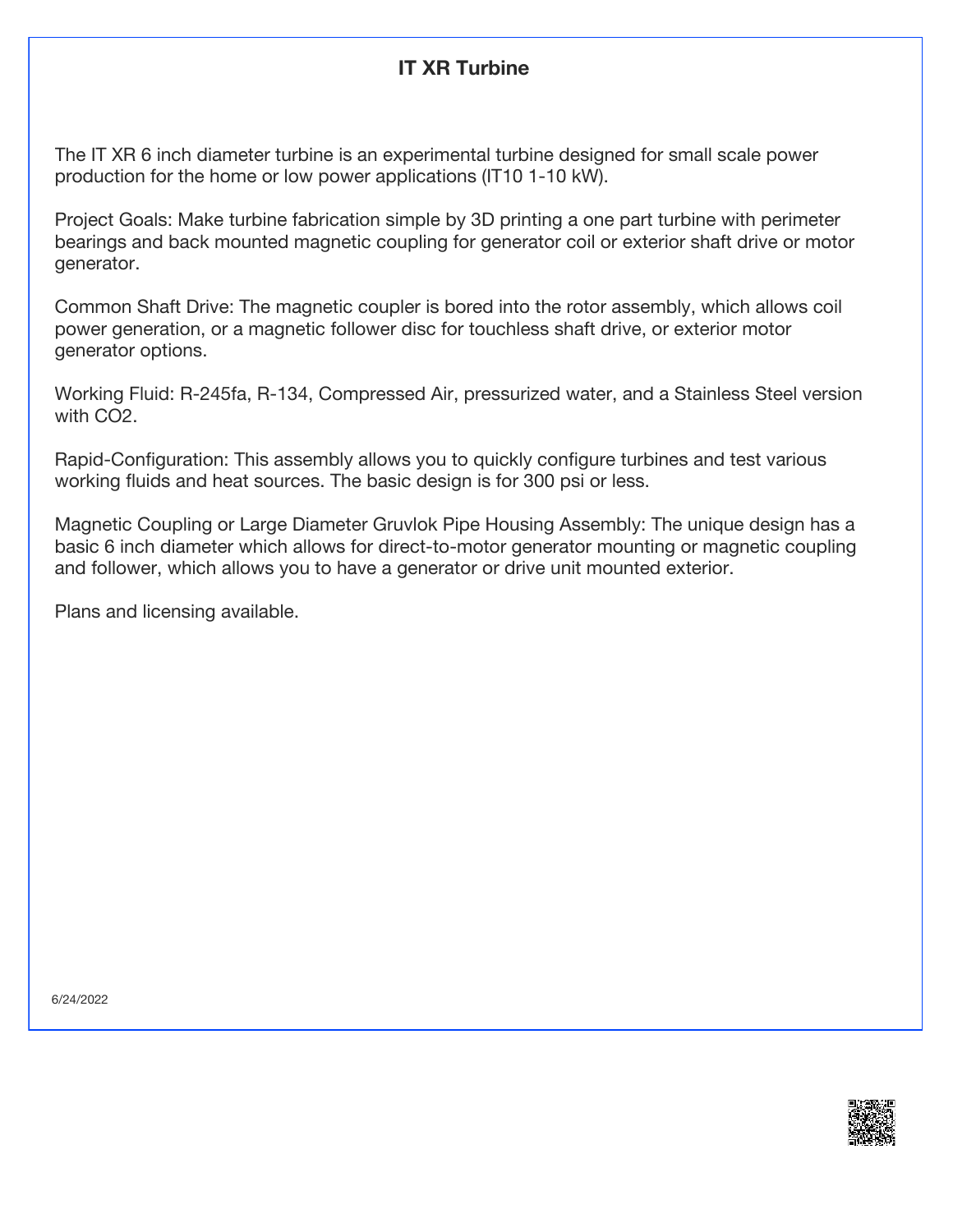# IT XR Turbine

The IT XR 6 inch diameter turbine is an experimental turbine designed for small scale power production for the home or low power applications (IT10 1-10 kW).

Project Goals: Make turbine fabrication simple by 3D printing a one part turbine with perimeter bearings and back mounted magnetic coupling for generator coil or exterior shaft drive or motor generator.

Common Shaft Drive: The magnetic coupler is bored into the rotor assembly, which allows coil power generation, or a magnetic follower disc for touchless shaft drive, or exterior motor generator options.

Working Fluid: R-245fa, R-134, Compressed Air, pressurized water, and a Stainless Steel version with $CO_2$.

Rapid-Configuration: This assembly allows you to quickly configure turbines and test various working fluids and heat sources. The basic design is for 300 psi or less.

Magnetic Coupling or Large Diameter Gruvlok Pipe Housing Assembly: The unique design has a basic 6 inch diameter which allows for direct-to-motor generator mounting or magnetic coupling and follower, which allows you to have a generator or drive unit mounted exterior.

Plans and licensing available.

6/24/2022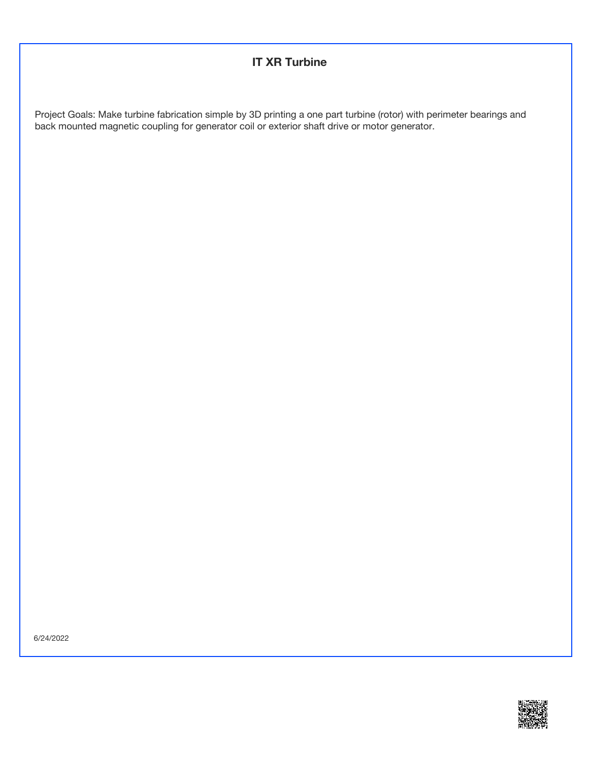# IT XR Turbine

Project Goals: Make turbine fabrication simple by 3D printing a one part turbine (rotor) with perimeter bearings and back mounted magnetic coupling for generator coil or exterior shaft drive or motor generator.

6/24/2022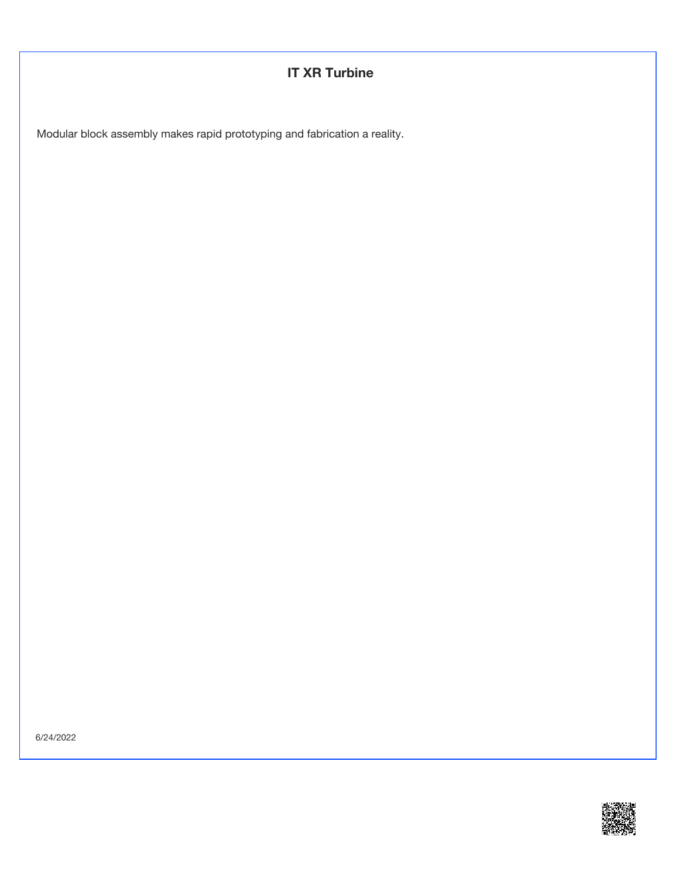# IT XR Turbine

Modular block assembly makes rapid prototyping and fabrication a reality.

6/24/2022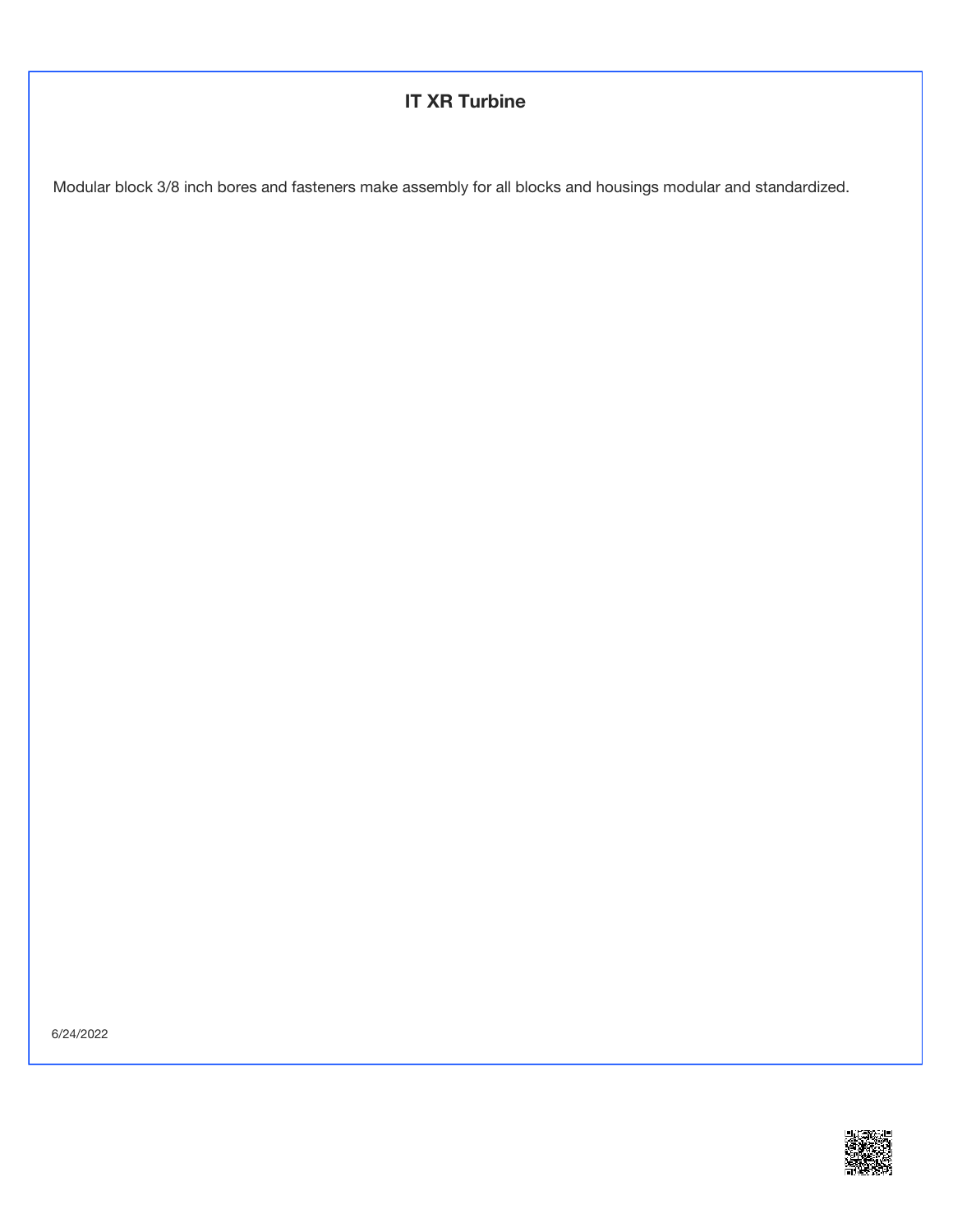# IT XR Turbine

Modular block 3/8 inch bores and fasteners make assembly for all blocks and housings modular and standardized.

6/24/2022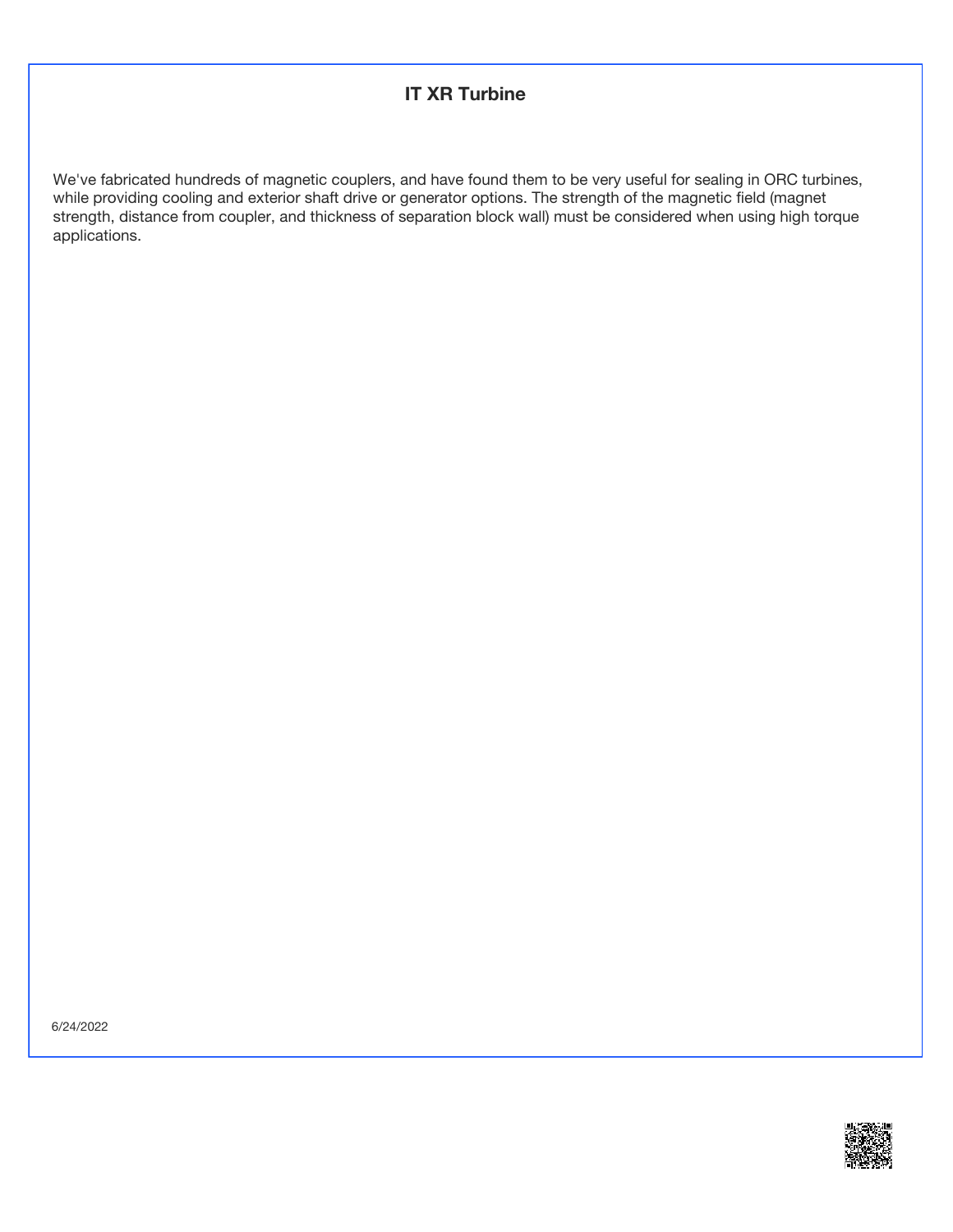# IT XR Turbine

We've fabricated hundreds of magnetic couplers, and have found them to be very useful for sealing in ORC turbines, while providing cooling and exterior shaft drive or generator options. The strength of the magnetic field (magnet strength, distance from coupler, and thickness of separation block wall) must be considered when using high torque applications.

6/24/2022